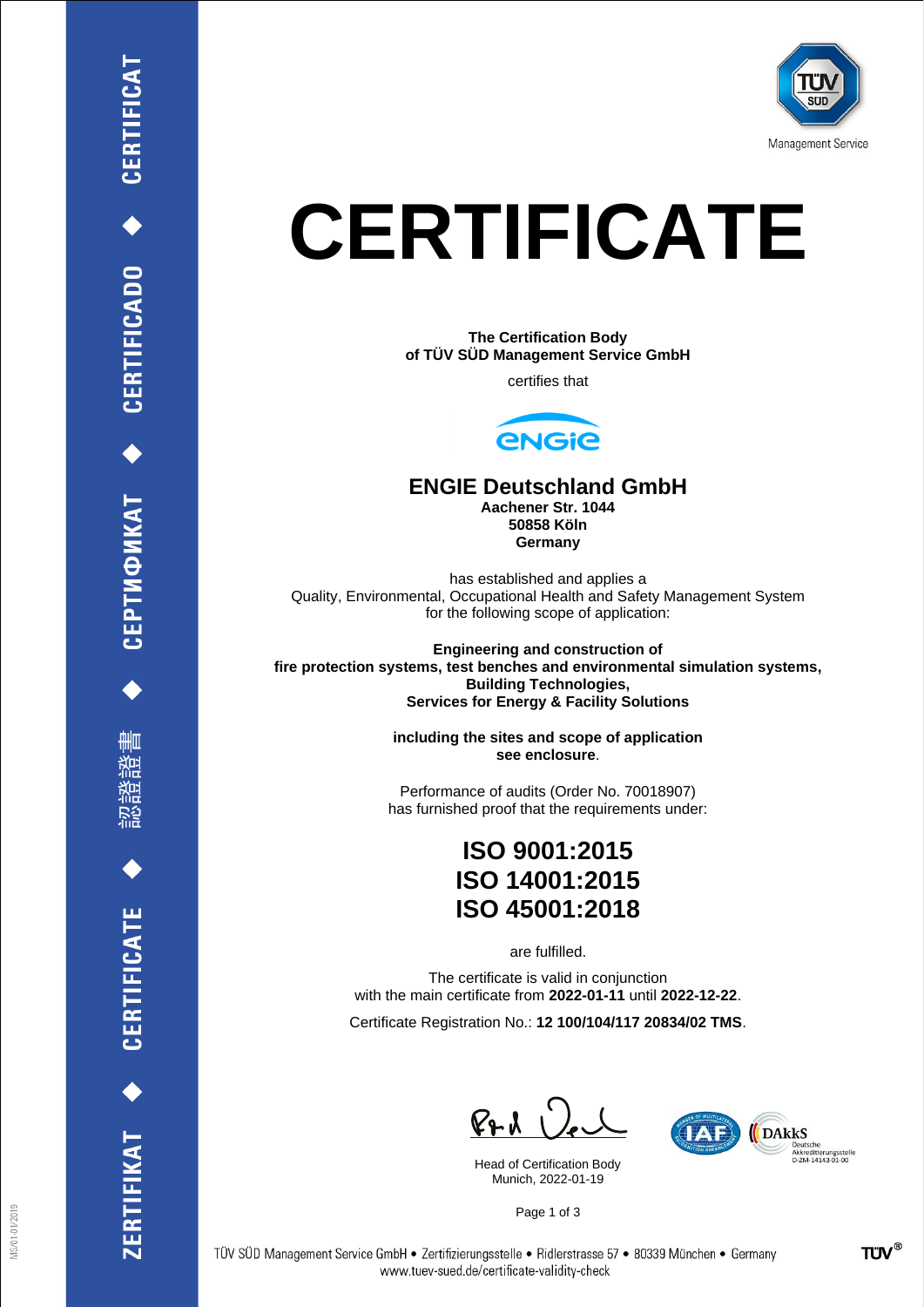# CERTIFICATE

**The Certification Body**
**of TÜV SÜD Management Service GmbH**

certifies that

## ENGIE Deutschland GmbH

**Aachener Str. 1044**
**50858 Köln**
**Germany**

has established and applies a
Quality, Environmental, Occupational Health and Safety Management System
for the following scope of application:

**Engineering and construction of**
**fire protection systems, test benches and environmental simulation systems,**
**Building Technologies,**
**Services for Energy & Facility Solutions**

**including the sites and scope of application**
**see enclosure**.

Performance of audits (Order No. 70018907)
has furnished proof that the requirements under:

## ISO 9001:2015
## ISO 14001:2015
## ISO 45001:2018

are fulfilled.

The certificate is valid in conjunction
with the main certificate from **2022-01-11** until **2022-12-22**.

Certificate Registration No.: **12 100/104/117 20834/02 TMS**.

Head of Certification Body
Munich, 2022-01-19

DAkkS Deutsche Akkreditierungsstelle D-ZM-14143-01-00

TÜV SÜD Management Service GmbH • Zertifizierungsstelle • Ridlerstrasse 57 • 80339 München • Germany
www.tuev-sued.de/certificate-validity-check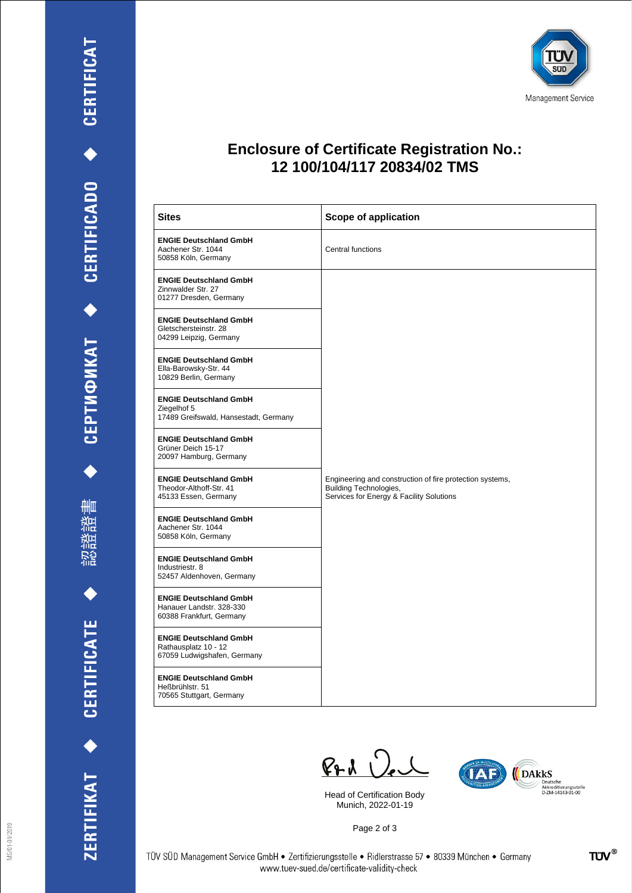# Enclosure of Certificate Registration No.: 12 100/104/117 20834/02 TMS

| Sites | Scope of application |
|---|---|
| **ENGIE Deutschland GmbH**<br>Aachener Str. 1044<br>50858 Köln, Germany | Central functions |
| **ENGIE Deutschland GmbH**<br>Zinnwalder Str. 27<br>01277 Dresden, Germany | Engineering and construction of fire protection systems,<br>Building Technologies,<br>Services for Energy & Facility Solutions |
| **ENGIE Deutschland GmbH**<br>Gletschersteinstr. 28<br>04299 Leipzig, Germany | |
| **ENGIE Deutschland GmbH**<br>Ella-Barowsky-Str. 44<br>10829 Berlin, Germany | |
| **ENGIE Deutschland GmbH**<br>Ziegelhof 5<br>17489 Greifswald, Hansestadt, Germany | |
| **ENGIE Deutschland GmbH**<br>Grüner Deich 15-17<br>20097 Hamburg, Germany | |
| **ENGIE Deutschland GmbH**<br>Theodor-Althoff-Str. 41<br>45133 Essen, Germany | |
| **ENGIE Deutschland GmbH**<br>Aachener Str. 1044<br>50858 Köln, Germany | |
| **ENGIE Deutschland GmbH**<br>Industriestr. 8<br>52457 Aldenhoven, Germany | |
| **ENGIE Deutschland GmbH**<br>Hanauer Landstr. 328-330<br>60388 Frankfurt, Germany | |
| **ENGIE Deutschland GmbH**<br>Rathausplatz 10 - 12<br>67059 Ludwigshafen, Germany | |
| **ENGIE Deutschland GmbH**<br>Heßbrühlstr. 51<br>70565 Stuttgart, Germany | |

Head of Certification Body
Munich, 2022-01-19

TÜV SÜD Management Service GmbH • Zertifizierungsstelle • Ridlerstrasse 57 • 80339 München • Germany
www.tuev-sued.de/certificate-validity-check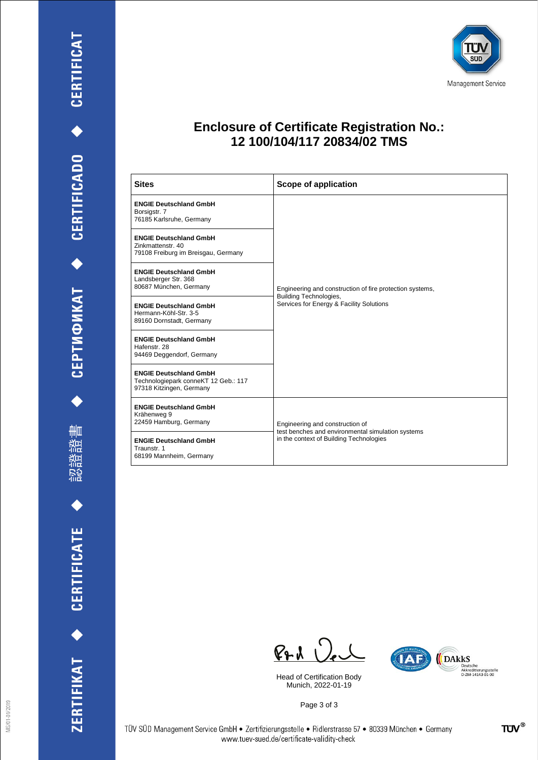Management Service

# Enclosure of Certificate Registration No.: 12 100/104/117 20834/02 TMS

| Sites | Scope of application |
| --- | --- |
| **ENGIE Deutschland GmbH**<br>Borsigstr. 7<br>76185 Karlsruhe, Germany | Engineering and construction of fire protection systems,<br>Building Technologies,<br>Services for Energy & Facility Solutions |
| **ENGIE Deutschland GmbH**<br>Zinkmattenstr. 40<br>79108 Freiburg im Breisgau, Germany | |
| **ENGIE Deutschland GmbH**<br>Landsberger Str. 368<br>80687 München, Germany | |
| **ENGIE Deutschland GmbH**<br>Hermann-Köhl-Str. 3-5<br>89160 Dornstadt, Germany | |
| **ENGIE Deutschland GmbH**<br>Hafenstr. 28<br>94469 Deggendorf, Germany | |
| **ENGIE Deutschland GmbH**<br>Technologiepark conneKT 12 Geb.: 117<br>97318 Kitzingen, Germany | |
| **ENGIE Deutschland GmbH**<br>Krähenweg 9<br>22459 Hamburg, Germany | Engineering and construction of<br>test benches and environmental simulation systems<br>in the context of Building Technologies |
| **ENGIE Deutschland GmbH**<br>Traunstr. 1<br>68199 Mannheim, Germany | |

Head of Certification Body
Munich, 2022-01-19

DAkkS Deutsche Akkreditierungsstelle D-ZM-14143-01-00

TÜV SÜD Management Service GmbH • Zertifizierungsstelle • Ridlerstrasse 57 • 80339 München • Germany
www.tuev-sued.de/certificate-validity-check